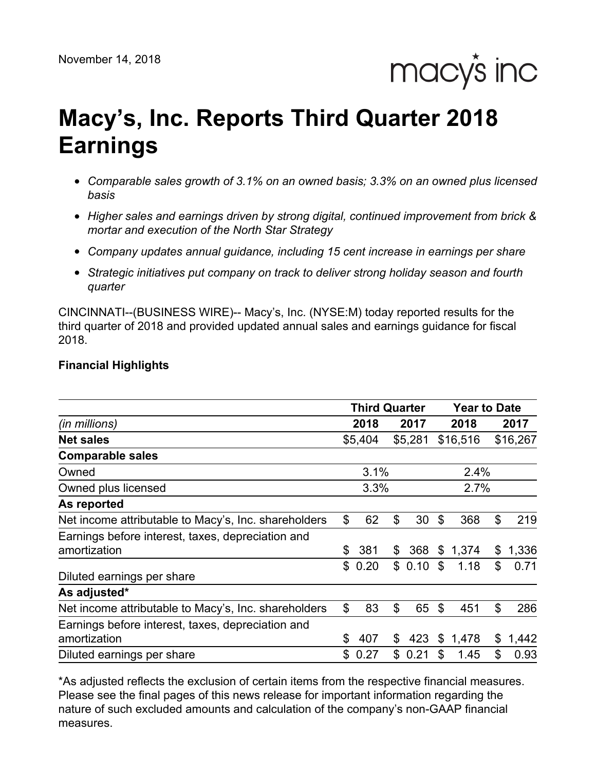November 14, 2018

macy's inc

# Macy's, Inc. Reports Third Quarter 2018 Earnings

- *Comparable sales growth of 3.1% on an owned basis; 3.3% on an owned plus licensed basis*
- *Higher sales and earnings driven by strong digital, continued improvement from brick & mortar and execution of the North Star Strategy*
- *Company updates annual guidance, including 15 cent increase in earnings per share*
- *Strategic initiatives put company on track to deliver strong holiday season and fourth quarter*

CINCINNATI--(BUSINESS WIRE)-- Macy's, Inc. (NYSE:M) today reported results for the third quarter of 2018 and provided updated annual sales and earnings guidance for fiscal 2018.

**Financial Highlights**

| | Third Quarter | | Year to Date | |
|---|---|---|---|---|
| *(in millions)* | **2018** | **2017** | **2018** | **2017** |
| **Net sales** | $5,404 | $5,281 | $16,516 | $16,267 |
| **Comparable sales** | | | | |
| Owned | 3.1% | | 2.4% | |
| Owned plus licensed | 3.3% | | 2.7% | |
| **As reported** | | | | |
| Net income attributable to Macy's, Inc. shareholders | $ 62 | $ 30 | $ 368 | $ 219 |
| Earnings before interest, taxes, depreciation and amortization | $ 381 | $ 368 | $ 1,374 | $ 1,336 |
| Diluted earnings per share | $ 0.20 | $ 0.10 | $ 1.18 | $ 0.71 |
| **As adjusted*** | | | | |
| Net income attributable to Macy's, Inc. shareholders | $ 83 | $ 65 | $ 451 | $ 286 |
| Earnings before interest, taxes, depreciation and amortization | $ 407 | $ 423 | $ 1,478 | $ 1,442 |
| Diluted earnings per share | $ 0.27 | $ 0.21 | $ 1.45 | $ 0.93 |

*As adjusted reflects the exclusion of certain items from the respective financial measures. Please see the final pages of this news release for important information regarding the nature of such excluded amounts and calculation of the company's non-GAAP financial measures.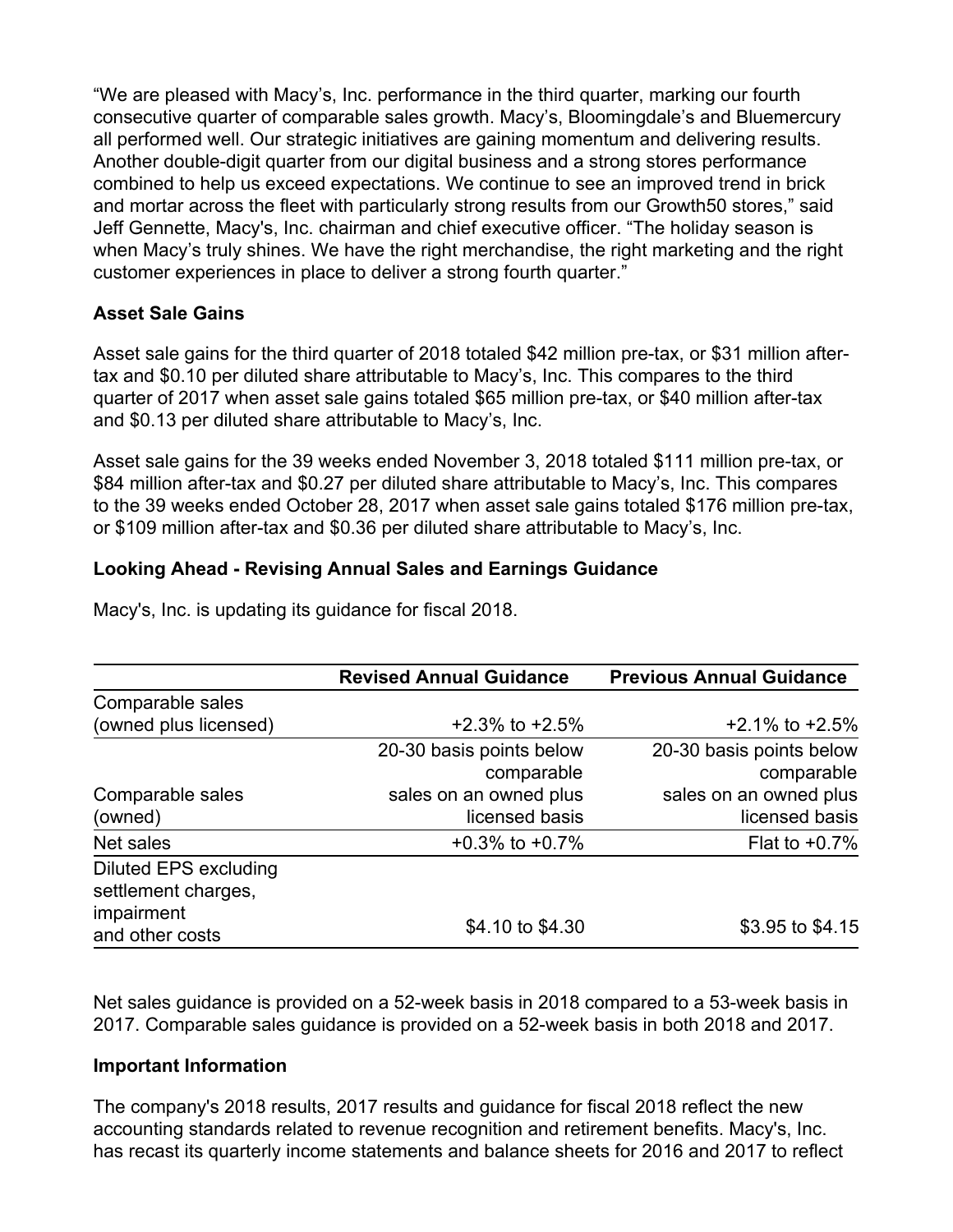"We are pleased with Macy's, Inc. performance in the third quarter, marking our fourth consecutive quarter of comparable sales growth. Macy's, Bloomingdale's and Bluemercury all performed well. Our strategic initiatives are gaining momentum and delivering results. Another double-digit quarter from our digital business and a strong stores performance combined to help us exceed expectations. We continue to see an improved trend in brick and mortar across the fleet with particularly strong results from our Growth50 stores," said Jeff Gennette, Macy's, Inc. chairman and chief executive officer. "The holiday season is when Macy's truly shines. We have the right merchandise, the right marketing and the right customer experiences in place to deliver a strong fourth quarter."

**Asset Sale Gains**

Asset sale gains for the third quarter of 2018 totaled $42 million pre-tax, or $31 million after-tax and $0.10 per diluted share attributable to Macy's, Inc. This compares to the third quarter of 2017 when asset sale gains totaled $65 million pre-tax, or $40 million after-tax and $0.13 per diluted share attributable to Macy's, Inc.

Asset sale gains for the 39 weeks ended November 3, 2018 totaled $111 million pre-tax, or $84 million after-tax and $0.27 per diluted share attributable to Macy's, Inc. This compares to the 39 weeks ended October 28, 2017 when asset sale gains totaled $176 million pre-tax, or $109 million after-tax and $0.36 per diluted share attributable to Macy's, Inc.

**Looking Ahead - Revising Annual Sales and Earnings Guidance**

Macy's, Inc. is updating its guidance for fiscal 2018.

| | Revised Annual Guidance | Previous Annual Guidance |
|---|---|---|
| Comparable sales (owned plus licensed) | +2.3% to +2.5% | +2.1% to +2.5% |
| Comparable sales (owned) | 20-30 basis points below comparable sales on an owned plus licensed basis | 20-30 basis points below comparable sales on an owned plus licensed basis |
| Net sales | +0.3% to +0.7% | Flat to +0.7% |
| Diluted EPS excluding settlement charges, impairment and other costs | $4.10 to $4.30 | $3.95 to $4.15 |

Net sales guidance is provided on a 52-week basis in 2018 compared to a 53-week basis in 2017. Comparable sales guidance is provided on a 52-week basis in both 2018 and 2017.

**Important Information**

The company's 2018 results, 2017 results and guidance for fiscal 2018 reflect the new accounting standards related to revenue recognition and retirement benefits. Macy's, Inc. has recast its quarterly income statements and balance sheets for 2016 and 2017 to reflect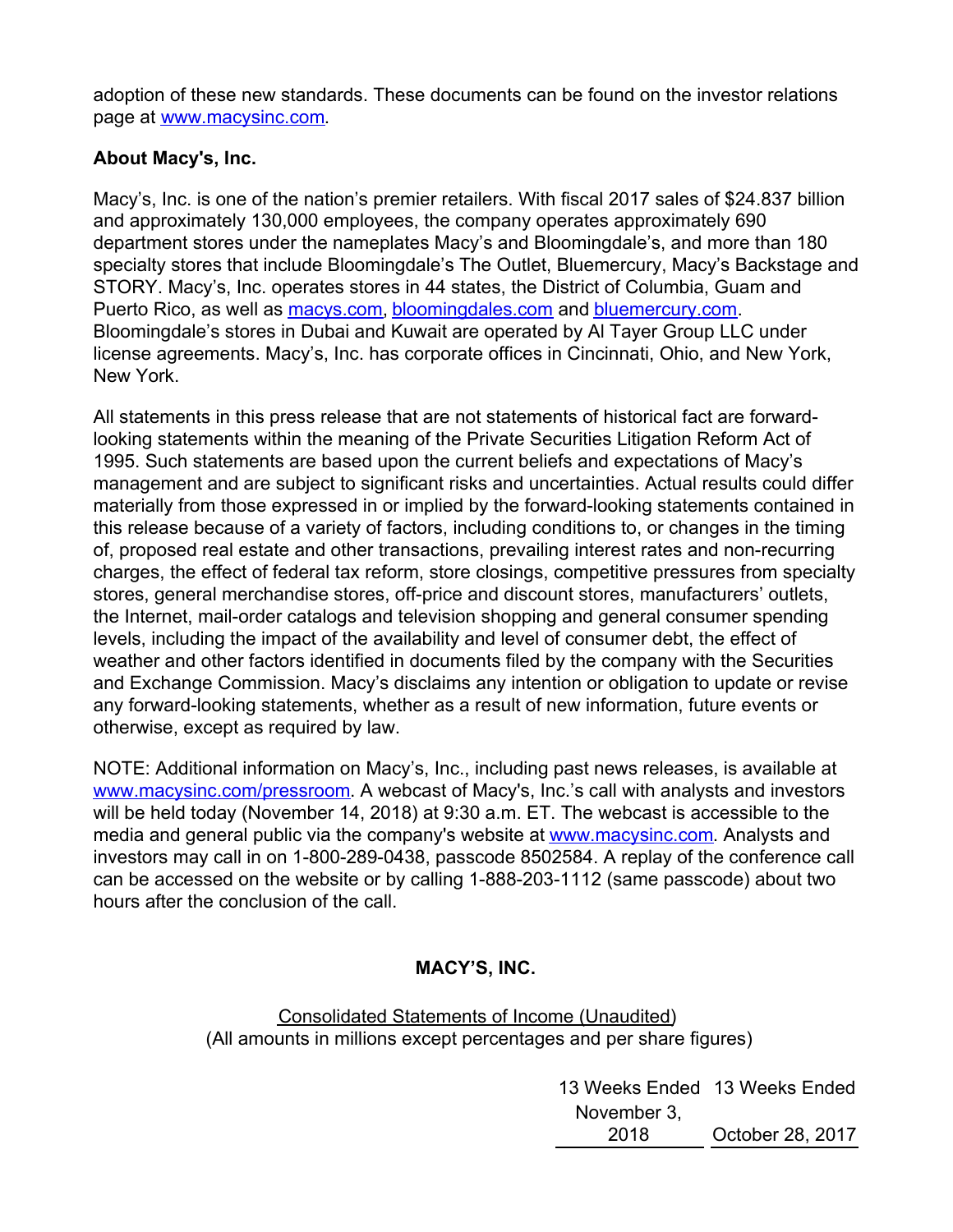adoption of these new standards. These documents can be found on the investor relations page at www.macysinc.com.

**About Macy's, Inc.**

Macy's, Inc. is one of the nation's premier retailers. With fiscal 2017 sales of $24.837 billion and approximately 130,000 employees, the company operates approximately 690 department stores under the nameplates Macy's and Bloomingdale's, and more than 180 specialty stores that include Bloomingdale's The Outlet, Bluemercury, Macy's Backstage and STORY. Macy's, Inc. operates stores in 44 states, the District of Columbia, Guam and Puerto Rico, as well as macys.com, bloomingdales.com and bluemercury.com. Bloomingdale's stores in Dubai and Kuwait are operated by Al Tayer Group LLC under license agreements. Macy's, Inc. has corporate offices in Cincinnati, Ohio, and New York, New York.

All statements in this press release that are not statements of historical fact are forward-looking statements within the meaning of the Private Securities Litigation Reform Act of 1995. Such statements are based upon the current beliefs and expectations of Macy's management and are subject to significant risks and uncertainties. Actual results could differ materially from those expressed in or implied by the forward-looking statements contained in this release because of a variety of factors, including conditions to, or changes in the timing of, proposed real estate and other transactions, prevailing interest rates and non-recurring charges, the effect of federal tax reform, store closings, competitive pressures from specialty stores, general merchandise stores, off-price and discount stores, manufacturers' outlets, the Internet, mail-order catalogs and television shopping and general consumer spending levels, including the impact of the availability and level of consumer debt, the effect of weather and other factors identified in documents filed by the company with the Securities and Exchange Commission. Macy's disclaims any intention or obligation to update or revise any forward-looking statements, whether as a result of new information, future events or otherwise, except as required by law.

NOTE: Additional information on Macy's, Inc., including past news releases, is available at www.macysinc.com/pressroom. A webcast of Macy's, Inc.'s call with analysts and investors will be held today (November 14, 2018) at 9:30 a.m. ET. The webcast is accessible to the media and general public via the company's website at www.macysinc.com. Analysts and investors may call in on 1-800-289-0438, passcode 8502584. A replay of the conference call can be accessed on the website or by calling 1-888-203-1112 (same passcode) about two hours after the conclusion of the call.

**MACY'S, INC.**

Consolidated Statements of Income (Unaudited)
(All amounts in millions except percentages and per share figures)

| | 13 Weeks Ended November 3, 2018 | 13 Weeks Ended October 28, 2017 |
|---|---|---|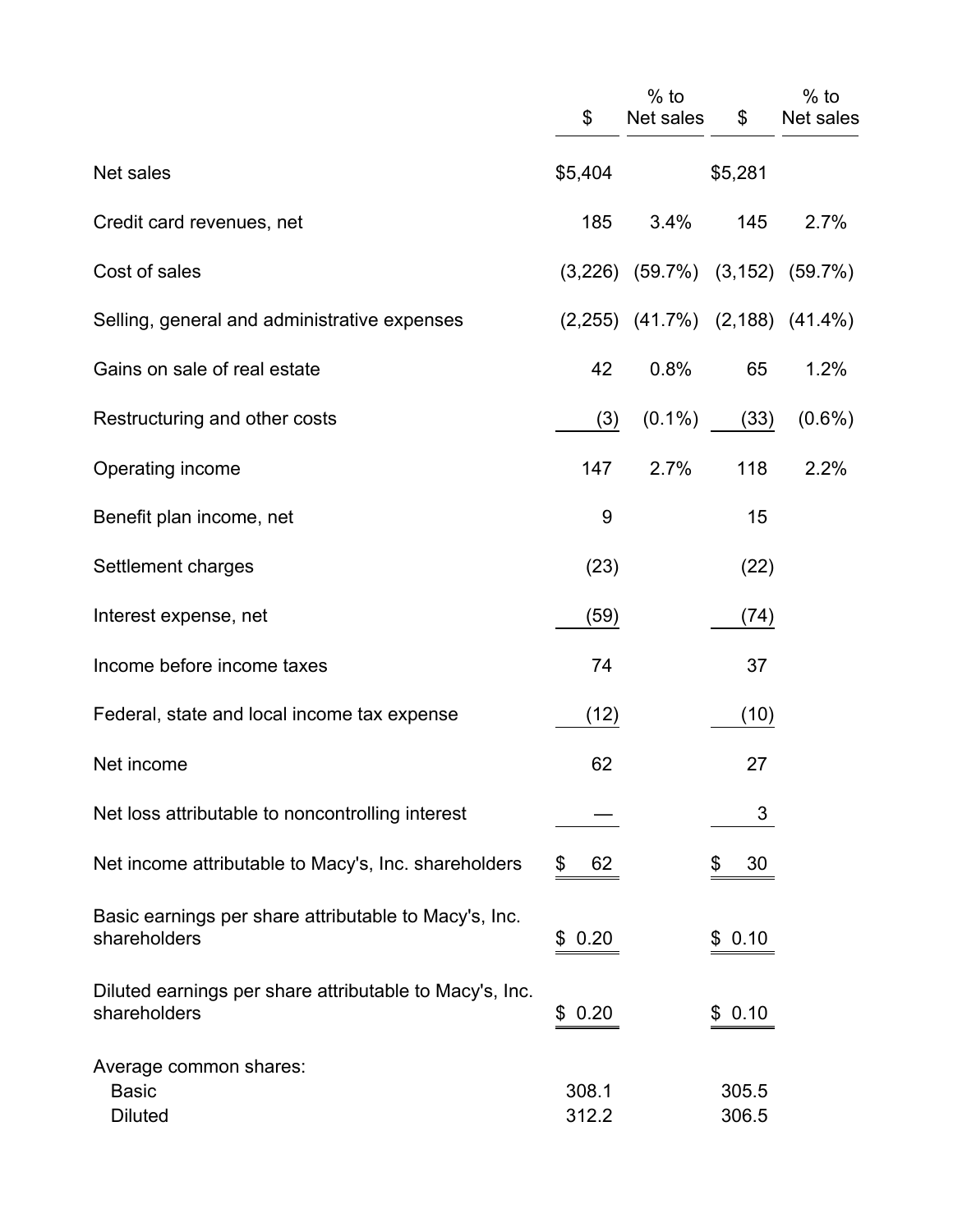| | $ | % to Net sales | $ | % to Net sales |
|---|---|---|---|---|
| Net sales | $5,404 | | $5,281 | |
| Credit card revenues, net | 185 | 3.4% | 145 | 2.7% |
| Cost of sales | (3,226) | (59.7%) | (3,152) | (59.7%) |
| Selling, general and administrative expenses | (2,255) | (41.7%) | (2,188) | (41.4%) |
| Gains on sale of real estate | 42 | 0.8% | 65 | 1.2% |
| Restructuring and other costs | (3) | (0.1%) | (33) | (0.6%) |
| Operating income | 147 | 2.7% | 118 | 2.2% |
| Benefit plan income, net | 9 | | 15 | |
| Settlement charges | (23) | | (22) | |
| Interest expense, net | (59) | | (74) | |
| Income before income taxes | 74 | | 37 | |
| Federal, state and local income tax expense | (12) | | (10) | |
| Net income | 62 | | 27 | |
| Net loss attributable to noncontrolling interest | — | | 3 | |
| Net income attributable to Macy's, Inc. shareholders | $ 62 | | $ 30 | |
| Basic earnings per share attributable to Macy's, Inc. shareholders | $ 0.20 | | $ 0.10 | |
| Diluted earnings per share attributable to Macy's, Inc. shareholders | $ 0.20 | | $ 0.10 | |
| Average common shares: | | | | |
| Basic | 308.1 | | 305.5 | |
| Diluted | 312.2 | | 306.5 | |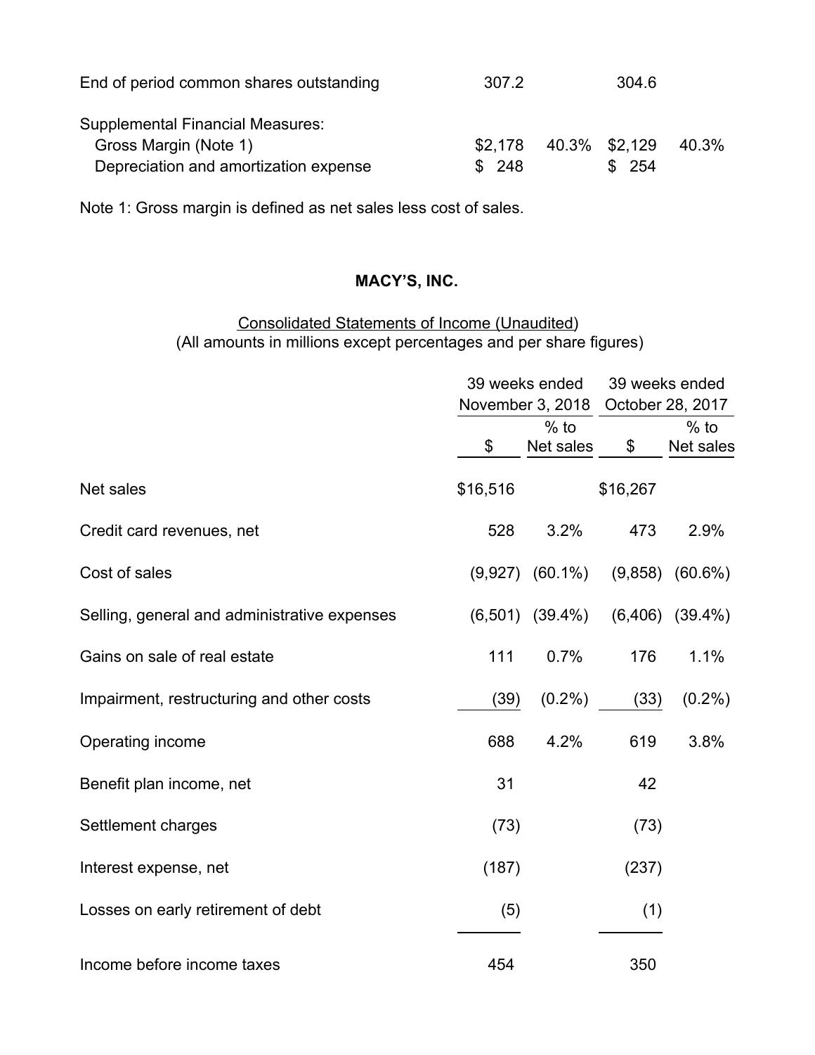| | | | | |
|---|---|---|---|---|
| End of period common shares outstanding | 307.2 | | 304.6 | |
| Supplemental Financial Measures: | | | | |
| Gross Margin (Note 1) | $2,178 | 40.3% | $2,129 | 40.3% |
| Depreciation and amortization expense | $ 248 | | $ 254 | |

Note 1: Gross margin is defined as net sales less cost of sales.

## MACY'S, INC.

Consolidated Statements of Income (Unaudited)
(All amounts in millions except percentages and per share figures)

| | 39 weeks ended November 3, 2018 | | 39 weeks ended October 28, 2017 | |
|---|---|---|---|---|
| | $ | % to Net sales | $ | % to Net sales |
| Net sales | $16,516 | | $16,267 | |
| Credit card revenues, net | 528 | 3.2% | 473 | 2.9% |
| Cost of sales | (9,927) | (60.1%) | (9,858) | (60.6%) |
| Selling, general and administrative expenses | (6,501) | (39.4%) | (6,406) | (39.4%) |
| Gains on sale of real estate | 111 | 0.7% | 176 | 1.1% |
| Impairment, restructuring and other costs | (39) | (0.2%) | (33) | (0.2%) |
| Operating income | 688 | 4.2% | 619 | 3.8% |
| Benefit plan income, net | 31 | | 42 | |
| Settlement charges | (73) | | (73) | |
| Interest expense, net | (187) | | (237) | |
| Losses on early retirement of debt | (5) | | (1) | |
| Income before income taxes | 454 | | 350 | |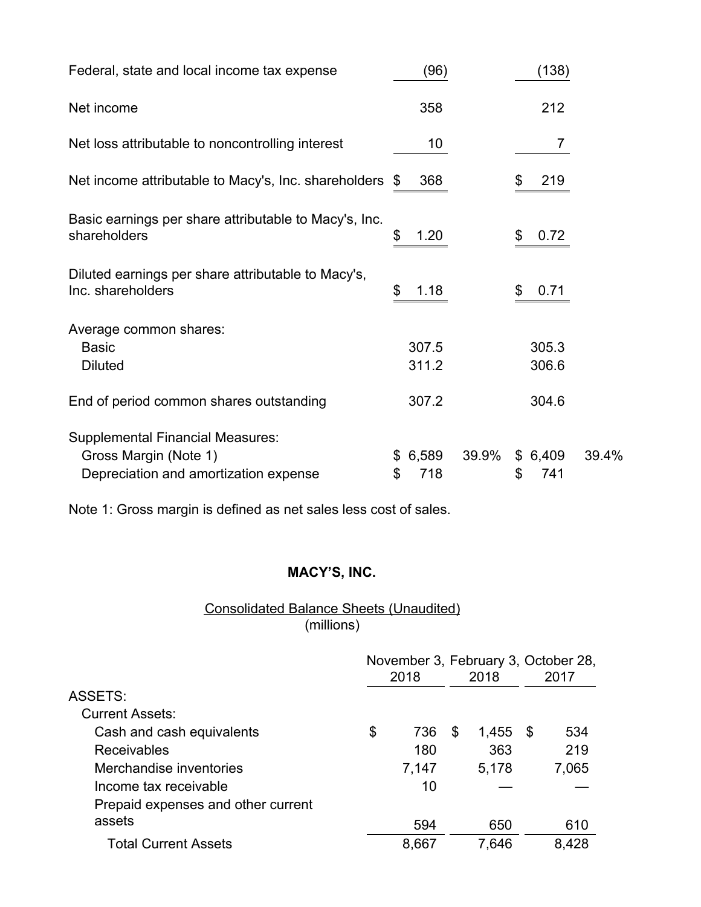| | | | | |
|---|---|---|---|---|
| Federal, state and local income tax expense | (96) | | (138) | |
| Net income | 358 | | 212 | |
| Net loss attributable to noncontrolling interest | 10 | | 7 | |
| Net income attributable to Macy's, Inc. shareholders | $ 368 | | $ 219 | |
| Basic earnings per share attributable to Macy's, Inc. shareholders | $ 1.20 | | $ 0.72 | |
| Diluted earnings per share attributable to Macy's, Inc. shareholders | $ 1.18 | | $ 0.71 | |
| Average common shares: | | | | |
| Basic | 307.5 | | 305.3 | |
| Diluted | 311.2 | | 306.6 | |
| End of period common shares outstanding | 307.2 | | 304.6 | |
| Supplemental Financial Measures: | | | | |
| Gross Margin (Note 1) | $ 6,589 | 39.9% | $ 6,409 | 39.4% |
| Depreciation and amortization expense | $ 718 | | $ 741 | |

Note 1: Gross margin is defined as net sales less cost of sales.

**MACY'S, INC.**

Consolidated Balance Sheets (Unaudited)
(millions)

| | November 3, 2018 | February 3, 2018 | October 28, 2017 |
|---|---|---|---|
| ASSETS: | | | |
| Current Assets: | | | |
| Cash and cash equivalents | $ 736 | $ 1,455 | $ 534 |
| Receivables | 180 | 363 | 219 |
| Merchandise inventories | 7,147 | 5,178 | 7,065 |
| Income tax receivable | 10 | — | — |
| Prepaid expenses and other current assets | 594 | 650 | 610 |
| Total Current Assets | 8,667 | 7,646 | 8,428 |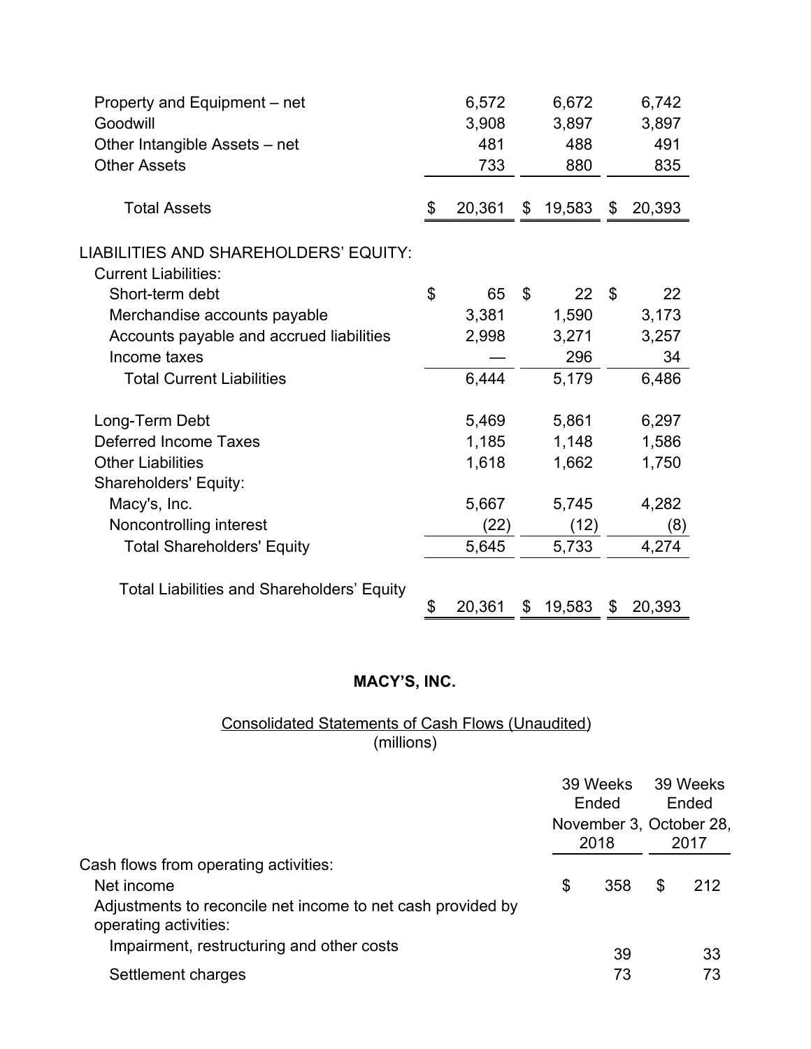|  |  |  |  |
|---|---|---|---|
| Property and Equipment – net | 6,572 | 6,672 | 6,742 |
| Goodwill | 3,908 | 3,897 | 3,897 |
| Other Intangible Assets – net | 481 | 488 | 491 |
| Other Assets | 733 | 880 | 835 |
| Total Assets | $ 20,361 | $ 19,583 | $ 20,393 |
| LIABILITIES AND SHAREHOLDERS' EQUITY: |  |  |  |
| Current Liabilities: |  |  |  |
| Short-term debt | $ 65 | $ 22 | $ 22 |
| Merchandise accounts payable | 3,381 | 1,590 | 3,173 |
| Accounts payable and accrued liabilities | 2,998 | 3,271 | 3,257 |
| Income taxes | — | 296 | 34 |
| Total Current Liabilities | 6,444 | 5,179 | 6,486 |
| Long-Term Debt | 5,469 | 5,861 | 6,297 |
| Deferred Income Taxes | 1,185 | 1,148 | 1,586 |
| Other Liabilities | 1,618 | 1,662 | 1,750 |
| Shareholders' Equity: |  |  |  |
| Macy's, Inc. | 5,667 | 5,745 | 4,282 |
| Noncontrolling interest | (22) | (12) | (8) |
| Total Shareholders' Equity | 5,645 | 5,733 | 4,274 |
| Total Liabilities and Shareholders' Equity | $ 20,361 | $ 19,583 | $ 20,393 |

**MACY'S, INC.**

Consolidated Statements of Cash Flows (Unaudited)
(millions)

|  | 39 Weeks Ended November 3, 2018 | 39 Weeks Ended October 28, 2017 |
|---|---|---|
| Cash flows from operating activities: |  |  |
| Net income | $ 358 | $ 212 |
| Adjustments to reconcile net income to net cash provided by operating activities: |  |  |
| Impairment, restructuring and other costs | 39 | 33 |
| Settlement charges | 73 | 73 |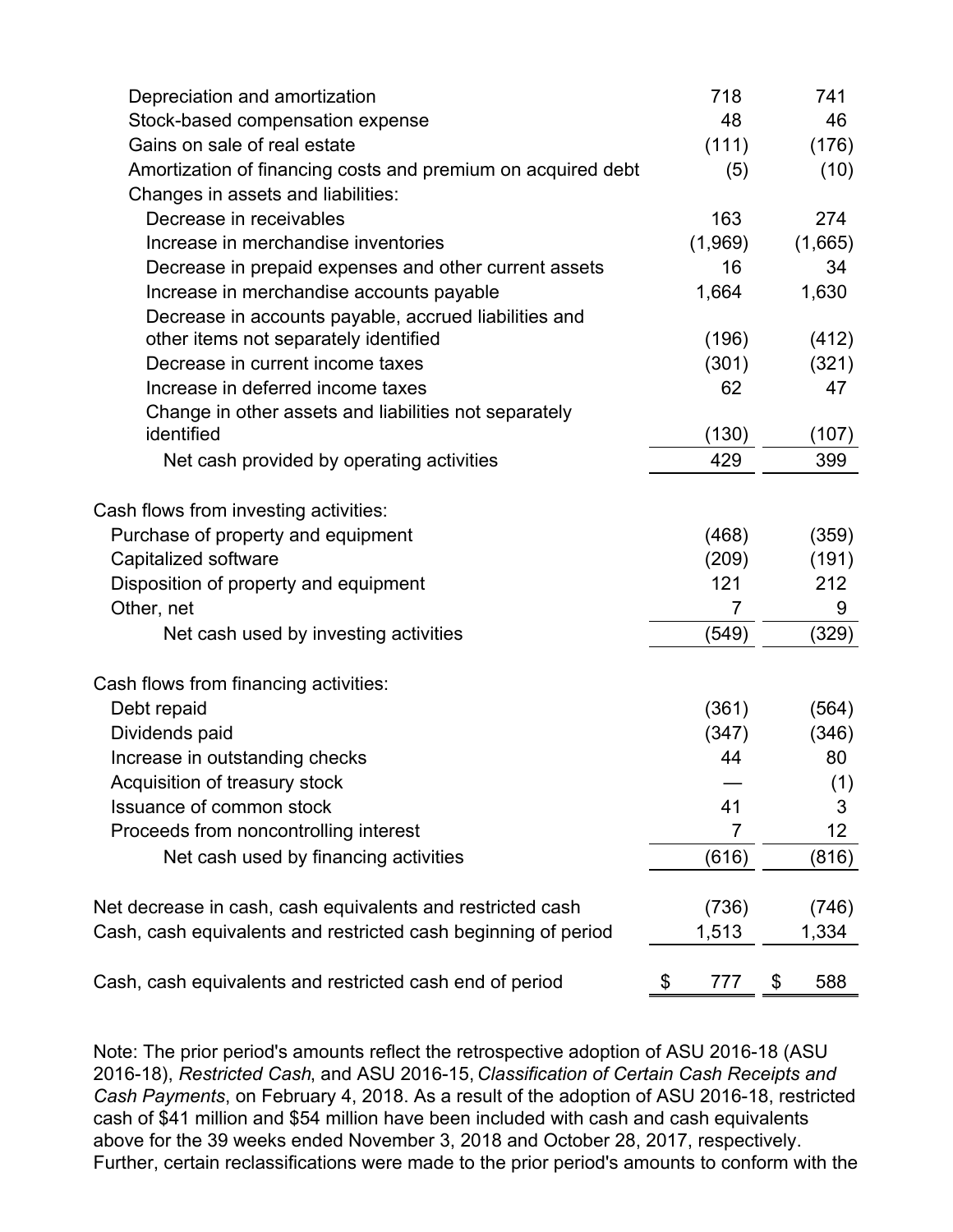| | | |
|---|---|---|
| Depreciation and amortization | 718 | 741 |
| Stock-based compensation expense | 48 | 46 |
| Gains on sale of real estate | (111) | (176) |
| Amortization of financing costs and premium on acquired debt | (5) | (10) |
| Changes in assets and liabilities: | | |
| Decrease in receivables | 163 | 274 |
| Increase in merchandise inventories | (1,969) | (1,665) |
| Decrease in prepaid expenses and other current assets | 16 | 34 |
| Increase in merchandise accounts payable | 1,664 | 1,630 |
| Decrease in accounts payable, accrued liabilities and other items not separately identified | (196) | (412) |
| Decrease in current income taxes | (301) | (321) |
| Increase in deferred income taxes | 62 | 47 |
| Change in other assets and liabilities not separately identified | (130) | (107) |
| Net cash provided by operating activities | 429 | 399 |
| | | |
| Cash flows from investing activities: | | |
| Purchase of property and equipment | (468) | (359) |
| Capitalized software | (209) | (191) |
| Disposition of property and equipment | 121 | 212 |
| Other, net | 7 | 9 |
| Net cash used by investing activities | (549) | (329) |
| | | |
| Cash flows from financing activities: | | |
| Debt repaid | (361) | (564) |
| Dividends paid | (347) | (346) |
| Increase in outstanding checks | 44 | 80 |
| Acquisition of treasury stock | — | (1) |
| Issuance of common stock | 41 | 3 |
| Proceeds from noncontrolling interest | 7 | 12 |
| Net cash used by financing activities | (616) | (816) |
| | | |
| Net decrease in cash, cash equivalents and restricted cash | (736) | (746) |
| Cash, cash equivalents and restricted cash beginning of period | 1,513 | 1,334 |
| | | |
| Cash, cash equivalents and restricted cash end of period | $ 777 | $ 588 |

Note: The prior period's amounts reflect the retrospective adoption of ASU 2016-18 (ASU 2016-18), *Restricted Cash*, and ASU 2016-15, *Classification of Certain Cash Receipts and Cash Payments*, on February 4, 2018. As a result of the adoption of ASU 2016-18, restricted cash of $41 million and $54 million have been included with cash and cash equivalents above for the 39 weeks ended November 3, 2018 and October 28, 2017, respectively. Further, certain reclassifications were made to the prior period's amounts to conform with the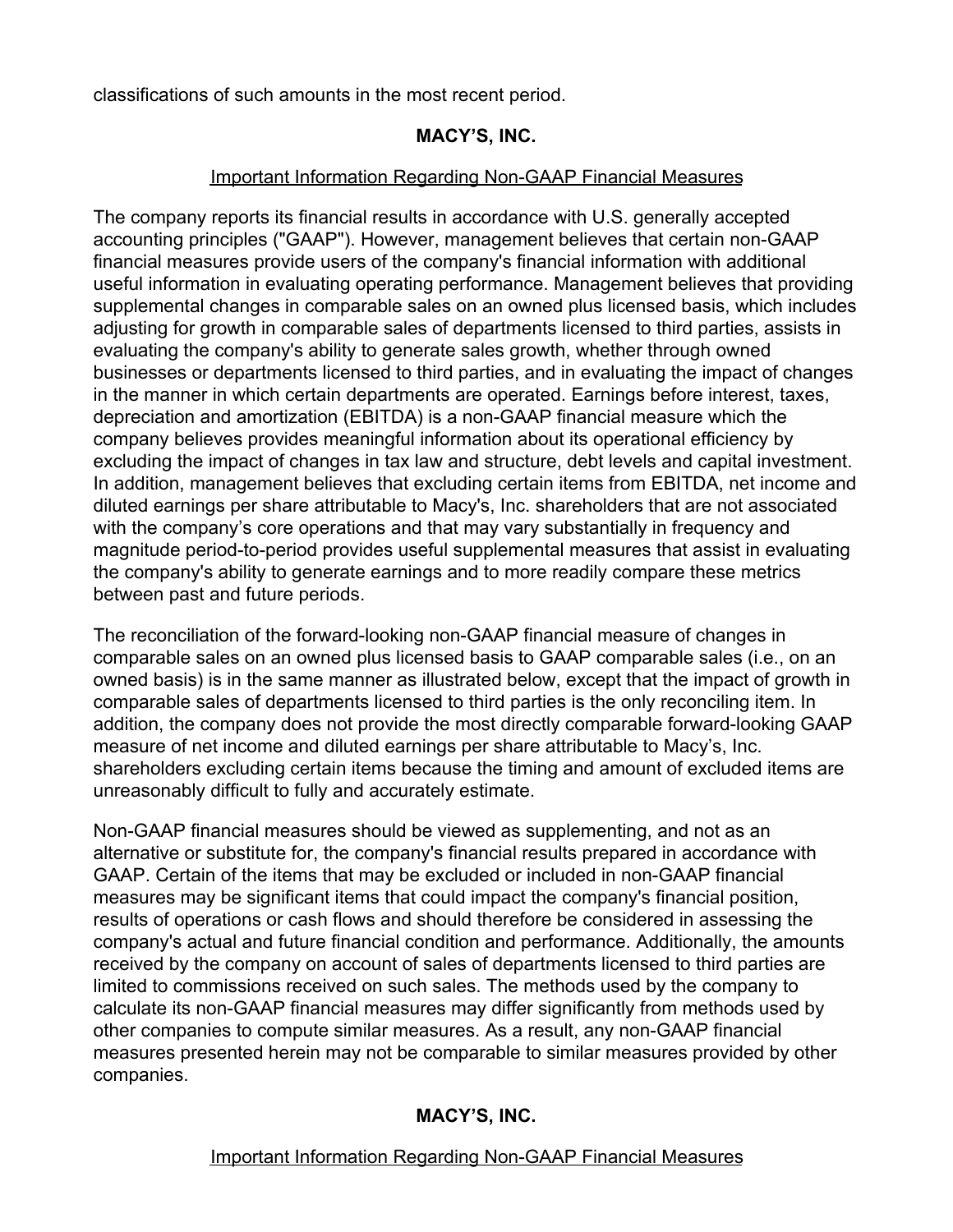classifications of such amounts in the most recent period.

## MACY’S, INC.

Important Information Regarding Non-GAAP Financial Measures

The company reports its financial results in accordance with U.S. generally accepted accounting principles ("GAAP"). However, management believes that certain non-GAAP financial measures provide users of the company's financial information with additional useful information in evaluating operating performance. Management believes that providing supplemental changes in comparable sales on an owned plus licensed basis, which includes adjusting for growth in comparable sales of departments licensed to third parties, assists in evaluating the company's ability to generate sales growth, whether through owned businesses or departments licensed to third parties, and in evaluating the impact of changes in the manner in which certain departments are operated. Earnings before interest, taxes, depreciation and amortization (EBITDA) is a non-GAAP financial measure which the company believes provides meaningful information about its operational efficiency by excluding the impact of changes in tax law and structure, debt levels and capital investment. In addition, management believes that excluding certain items from EBITDA, net income and diluted earnings per share attributable to Macy's, Inc. shareholders that are not associated with the company’s core operations and that may vary substantially in frequency and magnitude period-to-period provides useful supplemental measures that assist in evaluating the company's ability to generate earnings and to more readily compare these metrics between past and future periods.

The reconciliation of the forward-looking non-GAAP financial measure of changes in comparable sales on an owned plus licensed basis to GAAP comparable sales (i.e., on an owned basis) is in the same manner as illustrated below, except that the impact of growth in comparable sales of departments licensed to third parties is the only reconciling item. In addition, the company does not provide the most directly comparable forward-looking GAAP measure of net income and diluted earnings per share attributable to Macy’s, Inc. shareholders excluding certain items because the timing and amount of excluded items are unreasonably difficult to fully and accurately estimate.

Non-GAAP financial measures should be viewed as supplementing, and not as an alternative or substitute for, the company's financial results prepared in accordance with GAAP. Certain of the items that may be excluded or included in non-GAAP financial measures may be significant items that could impact the company's financial position, results of operations or cash flows and should therefore be considered in assessing the company's actual and future financial condition and performance. Additionally, the amounts received by the company on account of sales of departments licensed to third parties are limited to commissions received on such sales. The methods used by the company to calculate its non-GAAP financial measures may differ significantly from methods used by other companies to compute similar measures. As a result, any non-GAAP financial measures presented herein may not be comparable to similar measures provided by other companies.

## MACY’S, INC.

Important Information Regarding Non-GAAP Financial Measures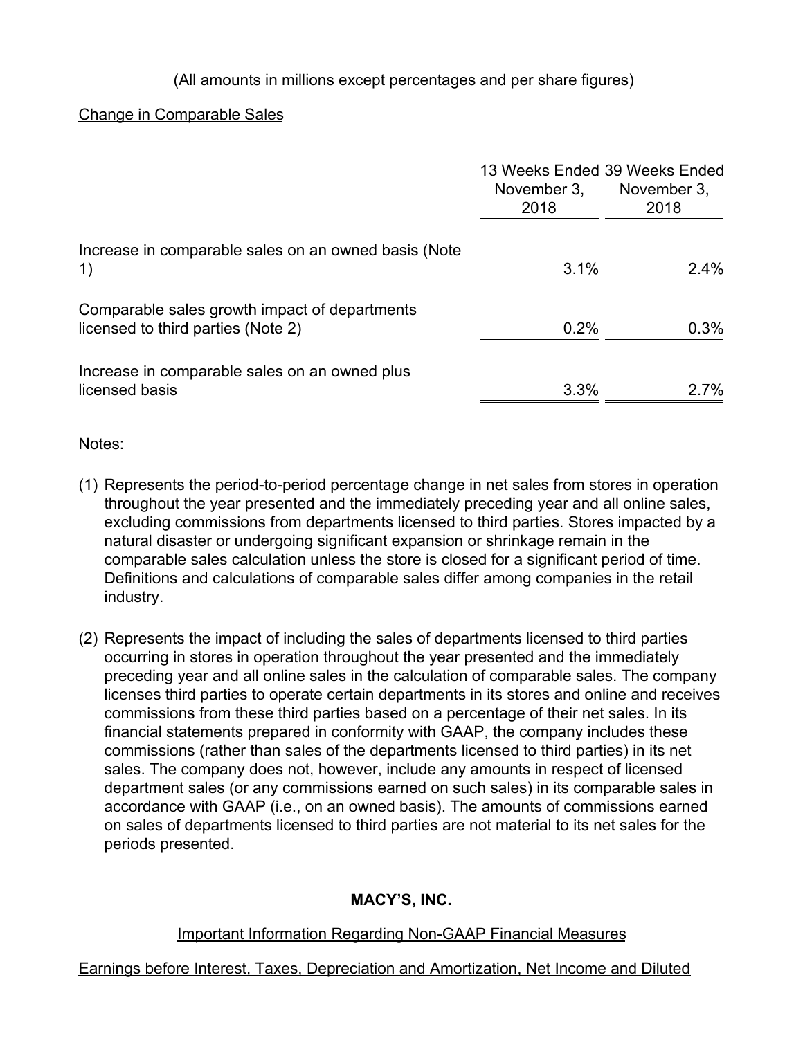(All amounts in millions except percentages and per share figures)

Change in Comparable Sales

| | 13 Weeks Ended November 3, 2018 | 39 Weeks Ended November 3, 2018 |
|---|---|---|
| Increase in comparable sales on an owned basis (Note 1) | 3.1% | 2.4% |
| Comparable sales growth impact of departments licensed to third parties (Note 2) | 0.2% | 0.3% |
| Increase in comparable sales on an owned plus licensed basis | 3.3% | 2.7% |

Notes:

(1) Represents the period-to-period percentage change in net sales from stores in operation throughout the year presented and the immediately preceding year and all online sales, excluding commissions from departments licensed to third parties. Stores impacted by a natural disaster or undergoing significant expansion or shrinkage remain in the comparable sales calculation unless the store is closed for a significant period of time. Definitions and calculations of comparable sales differ among companies in the retail industry.

(2) Represents the impact of including the sales of departments licensed to third parties occurring in stores in operation throughout the year presented and the immediately preceding year and all online sales in the calculation of comparable sales. The company licenses third parties to operate certain departments in its stores and online and receives commissions from these third parties based on a percentage of their net sales. In its financial statements prepared in conformity with GAAP, the company includes these commissions (rather than sales of the departments licensed to third parties) in its net sales. The company does not, however, include any amounts in respect of licensed department sales (or any commissions earned on such sales) in its comparable sales in accordance with GAAP (i.e., on an owned basis). The amounts of commissions earned on sales of departments licensed to third parties are not material to its net sales for the periods presented.

**MACY'S, INC.**

Important Information Regarding Non-GAAP Financial Measures

Earnings before Interest, Taxes, Depreciation and Amortization, Net Income and Diluted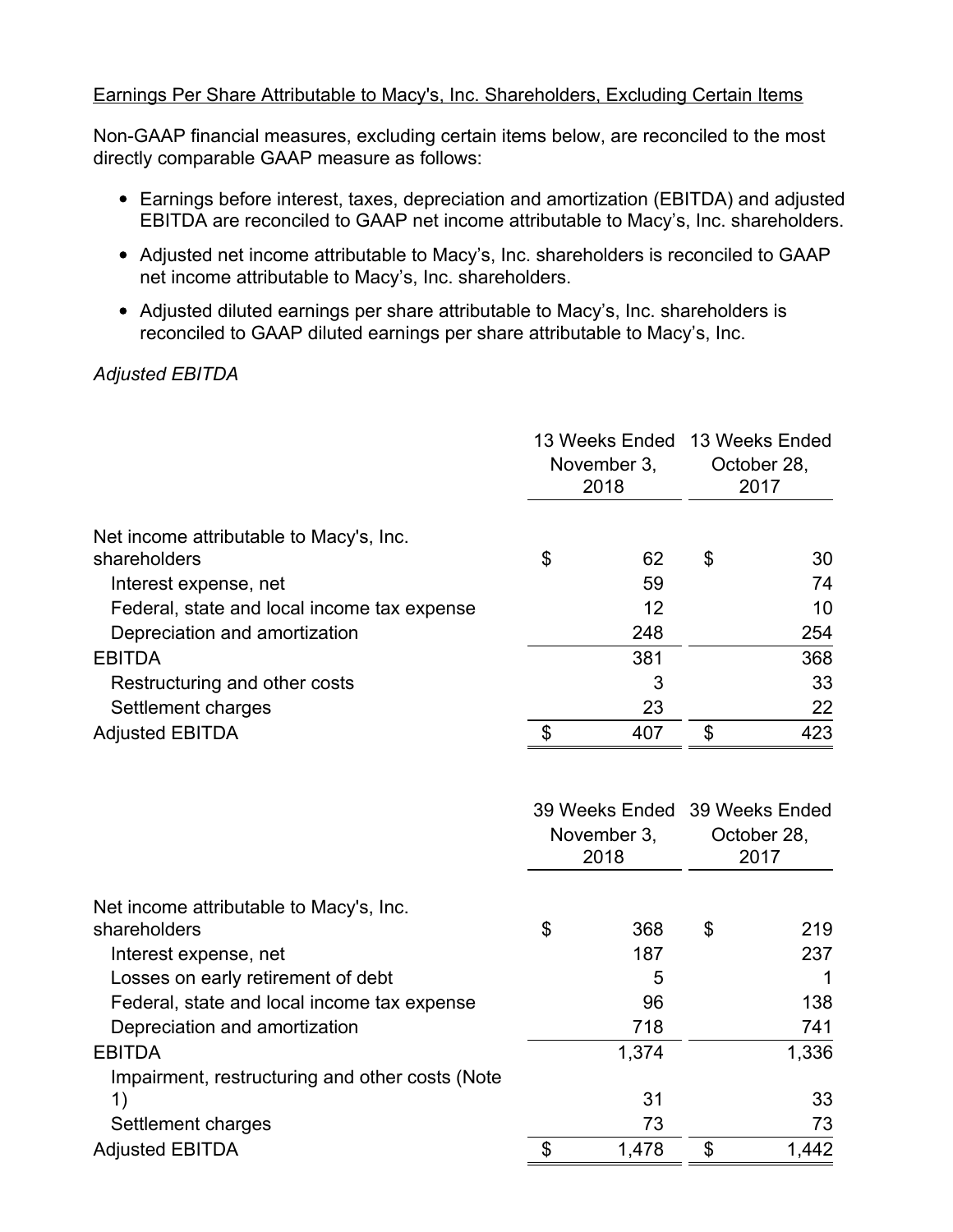Earnings Per Share Attributable to Macy's, Inc. Shareholders, Excluding Certain Items

Non-GAAP financial measures, excluding certain items below, are reconciled to the most directly comparable GAAP measure as follows:

- Earnings before interest, taxes, depreciation and amortization (EBITDA) and adjusted EBITDA are reconciled to GAAP net income attributable to Macy’s, Inc. shareholders.
- Adjusted net income attributable to Macy’s, Inc. shareholders is reconciled to GAAP net income attributable to Macy’s, Inc. shareholders.
- Adjusted diluted earnings per share attributable to Macy’s, Inc. shareholders is reconciled to GAAP diluted earnings per share attributable to Macy’s, Inc.

*Adjusted EBITDA*

| | 13 Weeks Ended November 3, 2018 | 13 Weeks Ended October 28, 2017 |
|---|---|---|
| Net income attributable to Macy's, Inc. shareholders | $ 62 | $ 30 |
| Interest expense, net | 59 | 74 |
| Federal, state and local income tax expense | 12 | 10 |
| Depreciation and amortization | 248 | 254 |
| EBITDA | 381 | 368 |
| Restructuring and other costs | 3 | 33 |
| Settlement charges | 23 | 22 |
| Adjusted EBITDA | $ 407 | $ 423 |

| | 39 Weeks Ended November 3, 2018 | 39 Weeks Ended October 28, 2017 |
|---|---|---|
| Net income attributable to Macy's, Inc. shareholders | $ 368 | $ 219 |
| Interest expense, net | 187 | 237 |
| Losses on early retirement of debt | 5 | 1 |
| Federal, state and local income tax expense | 96 | 138 |
| Depreciation and amortization | 718 | 741 |
| EBITDA | 1,374 | 1,336 |
| Impairment, restructuring and other costs (Note 1) | 31 | 33 |
| Settlement charges | 73 | 73 |
| Adjusted EBITDA | $ 1,478 | $ 1,442 |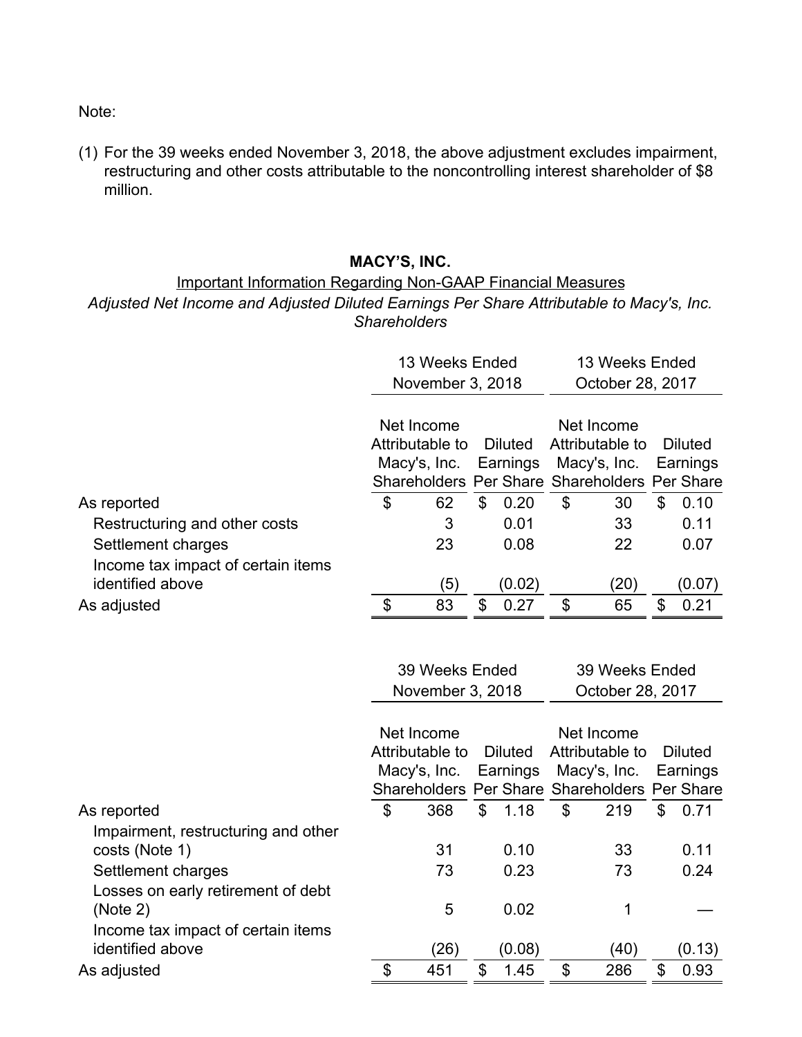Note:

(1) For the 39 weeks ended November 3, 2018, the above adjustment excludes impairment, restructuring and other costs attributable to the noncontrolling interest shareholder of $8 million.

**MACY'S, INC.**

Important Information Regarding Non-GAAP Financial Measures

*Adjusted Net Income and Adjusted Diluted Earnings Per Share Attributable to Macy's, Inc. Shareholders*

| | 13 Weeks Ended November 3, 2018 | | 13 Weeks Ended October 28, 2017 | |
|---|---|---|---|---|
| | Net Income Attributable to Macy's, Inc. Shareholders | Diluted Earnings Per Share | Net Income Attributable to Macy's, Inc. Shareholders | Diluted Earnings Per Share |
| As reported | $ 62 | $ 0.20 | $ 30 | $ 0.10 |
| Restructuring and other costs | 3 | 0.01 | 33 | 0.11 |
| Settlement charges | 23 | 0.08 | 22 | 0.07 |
| Income tax impact of certain items identified above | (5) | (0.02) | (20) | (0.07) |
| As adjusted | $ 83 | $ 0.27 | $ 65 | $ 0.21 |

| | 39 Weeks Ended November 3, 2018 | | 39 Weeks Ended October 28, 2017 | |
|---|---|---|---|---|
| | Net Income Attributable to Macy's, Inc. Shareholders | Diluted Earnings Per Share | Net Income Attributable to Macy's, Inc. Shareholders | Diluted Earnings Per Share |
| As reported | $ 368 | $ 1.18 | $ 219 | $ 0.71 |
| Impairment, restructuring and other costs (Note 1) | 31 | 0.10 | 33 | 0.11 |
| Settlement charges | 73 | 0.23 | 73 | 0.24 |
| Losses on early retirement of debt (Note 2) | 5 | 0.02 | 1 | — |
| Income tax impact of certain items identified above | (26) | (0.08) | (40) | (0.13) |
| As adjusted | $ 451 | $ 1.45 | $ 286 | $ 0.93 |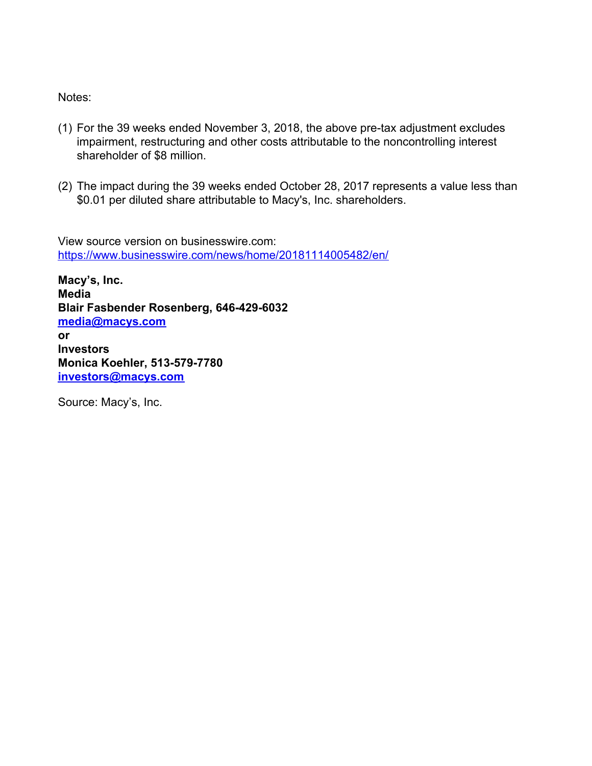Notes:

(1) For the 39 weeks ended November 3, 2018, the above pre-tax adjustment excludes impairment, restructuring and other costs attributable to the noncontrolling interest shareholder of $8 million.

(2) The impact during the 39 weeks ended October 28, 2017 represents a value less than $0.01 per diluted share attributable to Macy's, Inc. shareholders.

View source version on businesswire.com: https://www.businesswire.com/news/home/20181114005482/en/

**Macy's, Inc.**
**Media**
**Blair Fasbender Rosenberg, 646-429-6032**
**media@macys.com**
**or**
**Investors**
**Monica Koehler, 513-579-7780**
**investors@macys.com**

Source: Macy's, Inc.